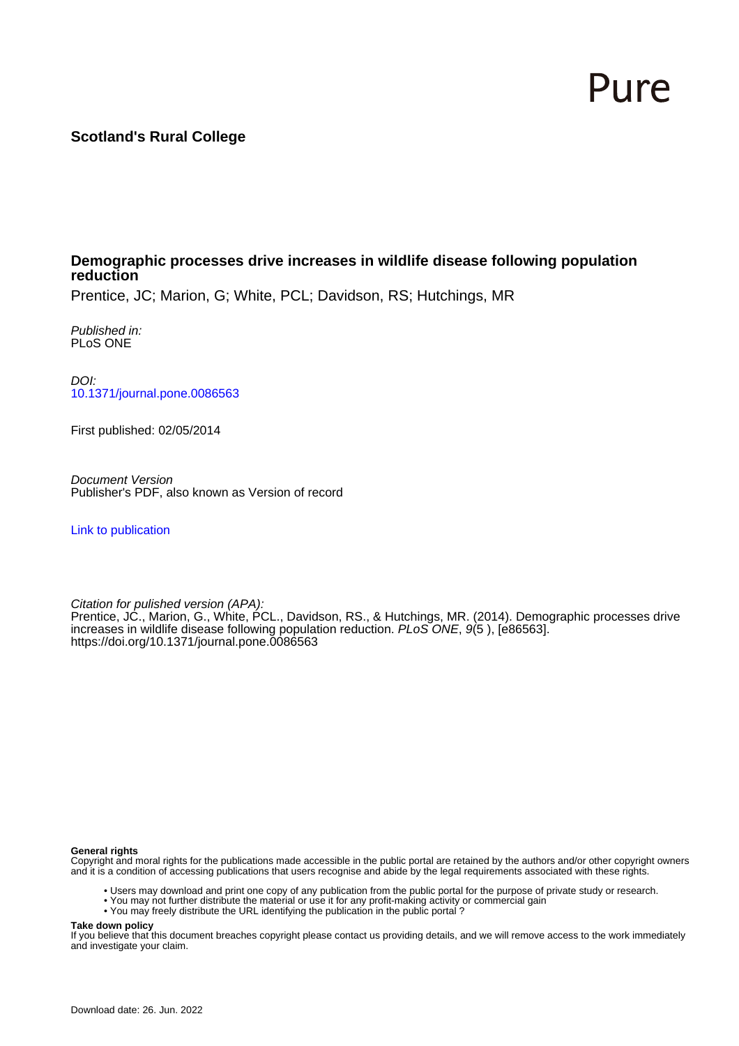Pure

**Scotland's Rural College**

# Demographic processes drive increases in wildlife disease following population reduction

Prentice, JC; Marion, G; White, PCL; Davidson, RS; Hutchings, MR

*Published in:*
PLoS ONE

*DOI:*
10.1371/journal.pone.0086563

First published: 02/05/2014

*Document Version*
Publisher's PDF, also known as Version of record

Link to publication

*Citation for pulished version (APA):*
Prentice, JC., Marion, G., White, PCL., Davidson, RS., & Hutchings, MR. (2014). Demographic processes drive increases in wildlife disease following population reduction. *PLoS ONE*, *9*(5 ), [e86563]. https://doi.org/10.1371/journal.pone.0086563

**General rights**
Copyright and moral rights for the publications made accessible in the public portal are retained by the authors and/or other copyright owners and it is a condition of accessing publications that users recognise and abide by the legal requirements associated with these rights.

- Users may download and print one copy of any publication from the public portal for the purpose of private study or research.
- You may not further distribute the material or use it for any profit-making activity or commercial gain
- You may freely distribute the URL identifying the publication in the public portal ?

**Take down policy**
If you believe that this document breaches copyright please contact us providing details, and we will remove access to the work immediately and investigate your claim.

Download date: 26. Jun. 2022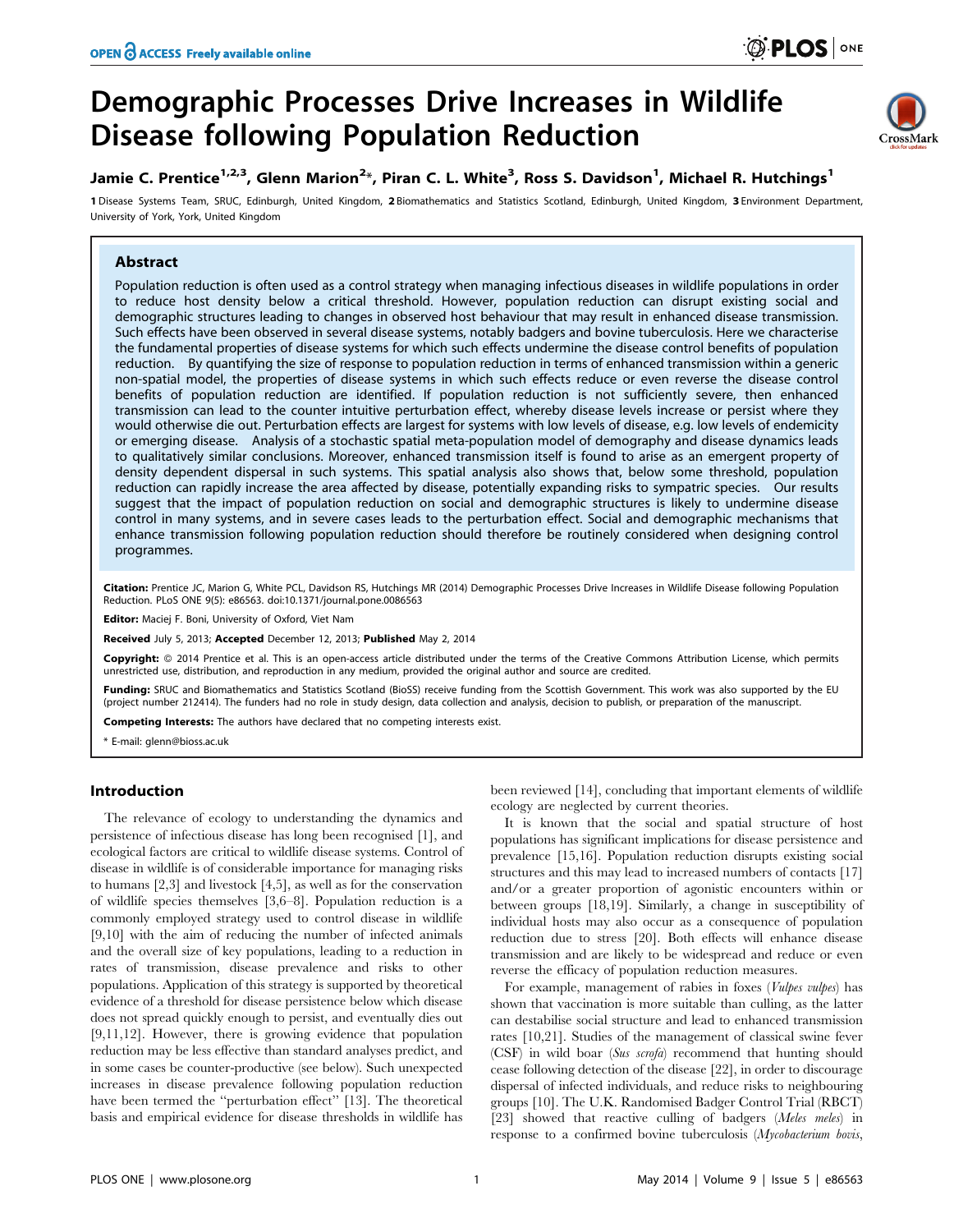# Demographic Processes Drive Increases in Wildlife Disease following Population Reduction

**Jamie C. Prentice[1,2,3], Glenn Marion[2]\*, Piran C. L. White[3], Ross S. Davidson[1], Michael R. Hutchings[1]**

1 Disease Systems Team, SRUC, Edinburgh, United Kingdom, 2 Biomathematics and Statistics Scotland, Edinburgh, United Kingdom, 3 Environment Department, University of York, York, United Kingdom

## Abstract

Population reduction is often used as a control strategy when managing infectious diseases in wildlife populations in order to reduce host density below a critical threshold. However, population reduction can disrupt existing social and demographic structures leading to changes in observed host behaviour that may result in enhanced disease transmission. Such effects have been observed in several disease systems, notably badgers and bovine tuberculosis. Here we characterise the fundamental properties of disease systems for which such effects undermine the disease control benefits of population reduction. By quantifying the size of response to population reduction in terms of enhanced transmission within a generic non-spatial model, the properties of disease systems in which such effects reduce or even reverse the disease control benefits of population reduction are identified. If population reduction is not sufficiently severe, then enhanced transmission can lead to the counter intuitive perturbation effect, whereby disease levels increase or persist where they would otherwise die out. Perturbation effects are largest for systems with low levels of disease, e.g. low levels of endemicity or emerging disease. Analysis of a stochastic spatial meta-population model of demography and disease dynamics leads to qualitatively similar conclusions. Moreover, enhanced transmission itself is found to arise as an emergent property of density dependent dispersal in such systems. This spatial analysis also shows that, below some threshold, population reduction can rapidly increase the area affected by disease, potentially expanding risks to sympatric species. Our results suggest that the impact of population reduction on social and demographic structures is likely to undermine disease control in many systems, and in severe cases leads to the perturbation effect. Social and demographic mechanisms that enhance transmission following population reduction should therefore be routinely considered when designing control programmes.

**Citation:** Prentice JC, Marion G, White PCL, Davidson RS, Hutchings MR (2014) Demographic Processes Drive Increases in Wildlife Disease following Population Reduction. PLoS ONE 9(5): e86563. doi:10.1371/journal.pone.0086563

**Editor:** Maciej F. Boni, University of Oxford, Viet Nam

**Received** July 5, 2013; **Accepted** December 12, 2013; **Published** May 2, 2014

**Copyright:** © 2014 Prentice et al. This is an open-access article distributed under the terms of the Creative Commons Attribution License, which permits unrestricted use, distribution, and reproduction in any medium, provided the original author and source are credited.

**Funding:** SRUC and Biomathematics and Statistics Scotland (BioSS) receive funding from the Scottish Government. This work was also supported by the EU (project number 212414). The funders had no role in study design, data collection and analysis, decision to publish, or preparation of the manuscript.

**Competing Interests:** The authors have declared that no competing interests exist.

\* E-mail: glenn@bioss.ac.uk

## Introduction

The relevance of ecology to understanding the dynamics and persistence of infectious disease has long been recognised [1], and ecological factors are critical to wildlife disease systems. Control of disease in wildlife is of considerable importance for managing risks to humans [2,3] and livestock [4,5], as well as for the conservation of wildlife species themselves [3,6–8]. Population reduction is a commonly employed strategy used to control disease in wildlife [9,10] with the aim of reducing the number of infected animals and the overall size of key populations, leading to a reduction in rates of transmission, disease prevalence and risks to other populations. Application of this strategy is supported by theoretical evidence of a threshold for disease persistence below which disease does not spread quickly enough to persist, and eventually dies out [9,11,12]. However, there is growing evidence that population reduction may be less effective than standard analyses predict, and in some cases be counter-productive (see below). Such unexpected increases in disease prevalence following population reduction have been termed the "perturbation effect" [13]. The theoretical basis and empirical evidence for disease thresholds in wildlife has been reviewed [14], concluding that important elements of wildlife ecology are neglected by current theories.

It is known that the social and spatial structure of host populations has significant implications for disease persistence and prevalence [15,16]. Population reduction disrupts existing social structures and this may lead to increased numbers of contacts [17] and/or a greater proportion of agonistic encounters within or between groups [18,19]. Similarly, a change in susceptibility of individual hosts may also occur as a consequence of population reduction due to stress [20]. Both effects will enhance disease transmission and are likely to be widespread and reduce or even reverse the efficacy of population reduction measures.

For example, management of rabies in foxes (*Vulpes vulpes*) has shown that vaccination is more suitable than culling, as the latter can destabilise social structure and lead to enhanced transmission rates [10,21]. Studies of the management of classical swine fever (CSF) in wild boar (*Sus scrofa*) recommend that hunting should cease following detection of the disease [22], in order to discourage dispersal of infected individuals, and reduce risks to neighbouring groups [10]. The U.K. Randomised Badger Control Trial (RBCT) [23] showed that reactive culling of badgers (*Meles meles*) in response to a confirmed bovine tuberculosis (*Mycobacterium bovis*,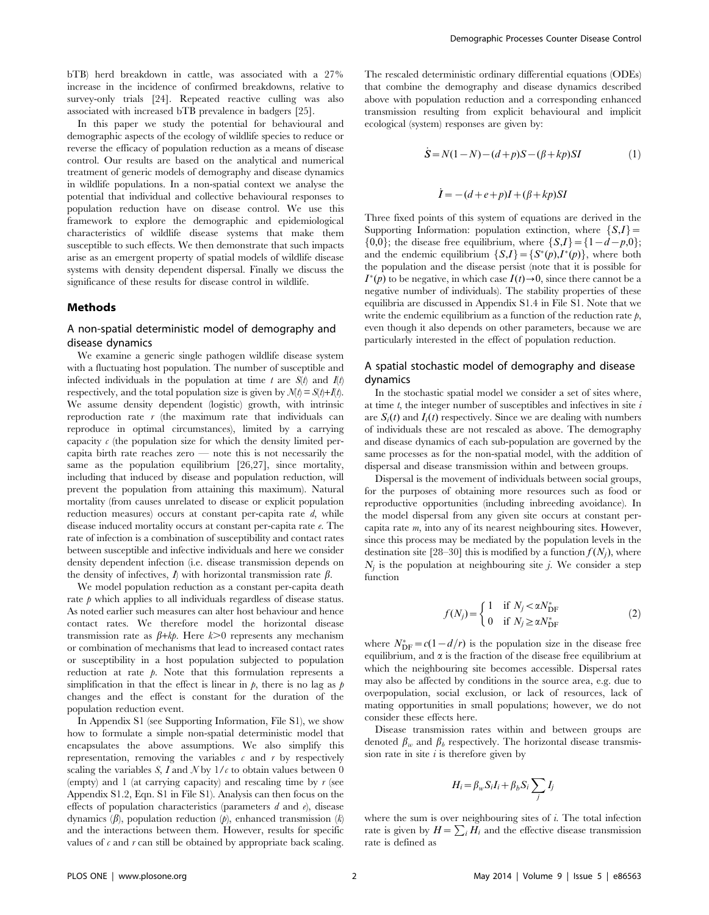bTB) herd breakdown in cattle, was associated with a 27% increase in the incidence of confirmed breakdowns, relative to survey-only trials [24]. Repeated reactive culling was also associated with increased bTB prevalence in badgers [25].

In this paper we study the potential for behavioural and demographic aspects of the ecology of wildlife species to reduce or reverse the efficacy of population reduction as a means of disease control. Our results are based on the analytical and numerical treatment of generic models of demography and disease dynamics in wildlife populations. In a non-spatial context we analyse the potential that individual and collective behavioural responses to population reduction have on disease control. We use this framework to explore the demographic and epidemiological characteristics of wildlife disease systems that make them susceptible to such effects. We then demonstrate that such impacts arise as an emergent property of spatial models of wildlife disease systems with density dependent dispersal. Finally we discuss the significance of these results for disease control in wildlife.

## Methods

### A non-spatial deterministic model of demography and disease dynamics

We examine a generic single pathogen wildlife disease system with a fluctuating host population. The number of susceptible and infected individuals in the population at time $t$ are $S(t)$ and $I(t)$ respectively, and the total population size is given by $N(t) = S(t)+I(t)$. We assume density dependent (logistic) growth, with intrinsic reproduction rate $r$ (the maximum rate that individuals can reproduce in optimal circumstances), limited by a carrying capacity $c$ (the population size for which the density limited per-capita birth rate reaches zero — note this is not necessarily the same as the population equilibrium [26,27], since mortality, including that induced by disease and population reduction, will prevent the population from attaining this maximum). Natural mortality (from causes unrelated to disease or explicit population reduction measures) occurs at constant per-capita rate $d$, while disease induced mortality occurs at constant per-capita rate $e$. The rate of infection is a combination of susceptibility and contact rates between susceptible and infective individuals and here we consider density dependent infection (i.e. disease transmission depends on the density of infectives, $I$) with horizontal transmission rate $\beta$.

We model population reduction as a constant per-capita death rate $p$ which applies to all individuals regardless of disease status. As noted earlier such measures can alter host behaviour and hence contact rates. We therefore model the horizontal disease transmission rate as $\beta+kp$. Here $k>0$ represents any mechanism or combination of mechanisms that lead to increased contact rates or susceptibility in a host population subjected to population reduction at rate $p$. Note that this formulation represents a simplification in that the effect is linear in $p$, there is no lag as $p$ changes and the effect is constant for the duration of the population reduction event.

In Appendix S1 (see Supporting Information, File S1), we show how to formulate a simple non-spatial deterministic model that encapsulates the above assumptions. We also simplify this representation, removing the variables $c$ and $r$ by respectively scaling the variables $S$, $I$ and $N$ by $1/c$ to obtain values between 0 (empty) and 1 (at carrying capacity) and rescaling time by $r$ (see Appendix S1.2, Eqn. S1 in File S1). Analysis can then focus on the effects of population characteristics (parameters $d$ and $e$), disease dynamics ($\beta$), population reduction ($p$), enhanced transmission ($k$) and the interactions between them. However, results for specific values of $c$ and $r$ can still be obtained by appropriate back scaling.

The rescaled deterministic ordinary differential equations (ODEs) that combine the demography and disease dynamics described above with population reduction and a corresponding enhanced transmission resulting from explicit behavioural and implicit ecological (system) responses are given by:

$$\dot{S} = N(1-N) - (d+p)S - (\beta+kp)SI \qquad (1)$$

$$\dot{I} = -(d+e+p)I + (\beta+kp)SI$$

Three fixed points of this system of equations are derived in the Supporting Information: population extinction, where $\{S,I\} = \{0,0\}$; the disease free equilibrium, where $\{S,I\} = \{1-d-p, 0\}$; and the endemic equilibrium $\{S,I\} = \{S^*(p), I^*(p)\}$, where both the population and the disease persist (note that it is possible for $I^*(p)$ to be negative, in which case $I(t) \rightarrow 0$, since there cannot be a negative number of individuals). The stability properties of these equilibria are discussed in Appendix S1.4 in File S1. Note that we write the endemic equilibrium as a function of the reduction rate $p$, even though it also depends on other parameters, because we are particularly interested in the effect of population reduction.

### A spatial stochastic model of demography and disease dynamics

In the stochastic spatial model we consider a set of sites where, at time $t$, the integer number of susceptibles and infectives in site $i$ are $S_i(t)$ and $I_i(t)$ respectively. Since we are dealing with numbers of individuals these are not rescaled as above. The demography and disease dynamics of each sub-population are governed by the same processes as for the non-spatial model, with the addition of dispersal and disease transmission within and between groups.

Dispersal is the movement of individuals between social groups, for the purposes of obtaining more resources such as food or reproductive opportunities (including inbreeding avoidance). In the model dispersal from any given site occurs at constant per-capita rate $m$, into any of its nearest neighbouring sites. However, since this process may be mediated by the population levels in the destination site [28–30] this is modified by a function $f(N_j)$, where $N_j$ is the population at neighbouring site $j$. We consider a step function

$$f(N_j) = \begin{cases} 1 & \text{if } N_j < \alpha N^*_{\mathrm{DF}} \\ 0 & \text{if } N_j \geq \alpha N^*_{\mathrm{DF}} \end{cases} \qquad (2)$$

where $N^*_{\mathrm{DF}} = c(1-d/r)$ is the population size in the disease free equilibrium, and $\alpha$ is the fraction of the disease free equilibrium at which the neighbouring site becomes accessible. Dispersal rates may also be affected by conditions in the source area, e.g. due to overpopulation, social exclusion, or lack of resources, lack of mating opportunities in small populations; however, we do not consider these effects here.

Disease transmission rates within and between groups are denoted $\beta_w$ and $\beta_b$ respectively. The horizontal disease transmission rate in site $i$ is therefore given by

$$H_i = \beta_w S_i I_i + \beta_b S_i \sum_j I_j$$

where the sum is over neighbouring sites of $i$. The total infection rate is given by $H = \sum_i H_i$ and the effective disease transmission rate is defined as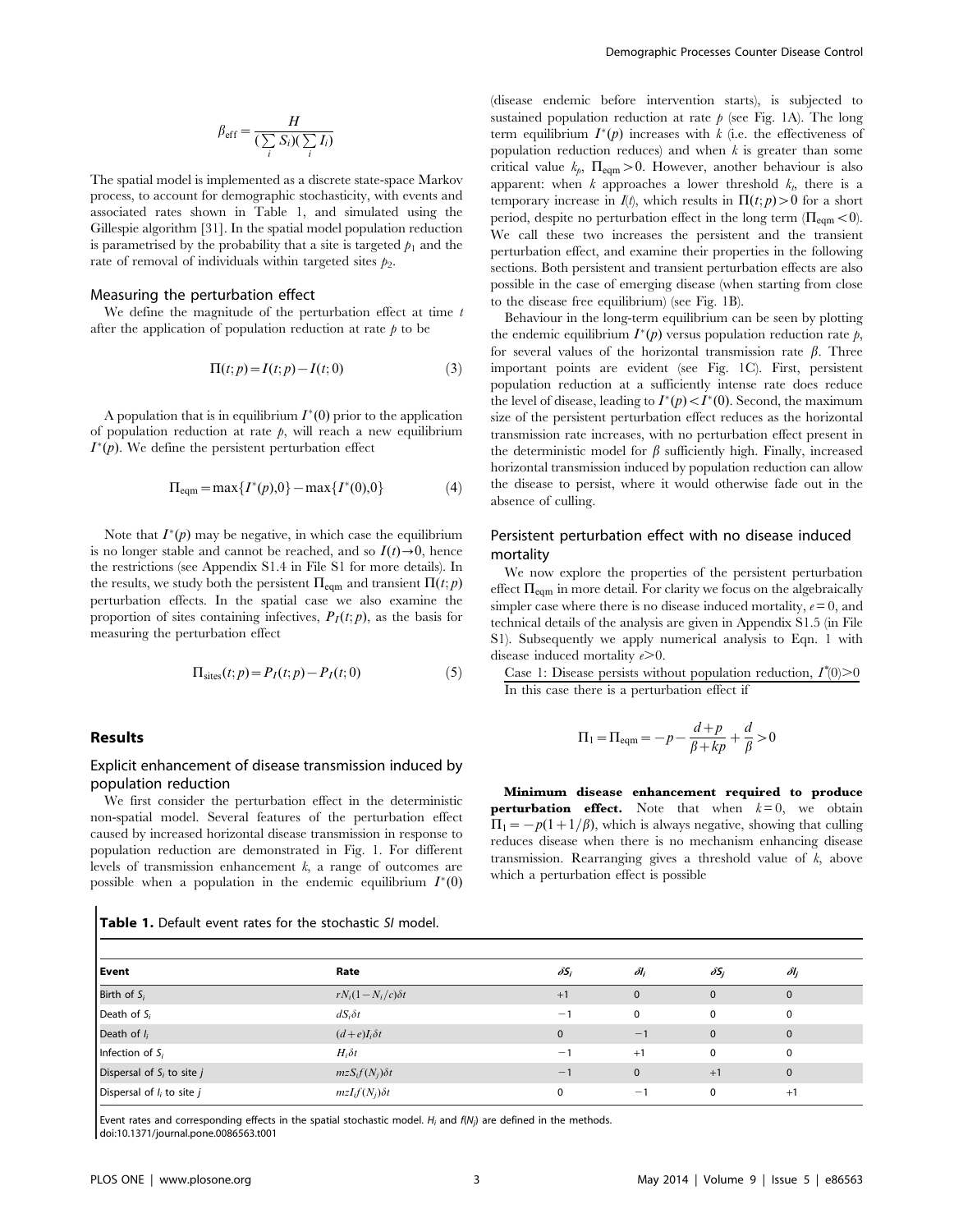$$\beta_{\text{eff}} = \frac{H}{(\sum_i S_i)(\sum_i I_i)}$$

The spatial model is implemented as a discrete state-space Markov process, to account for demographic stochasticity, with events and associated rates shown in Table 1, and simulated using the Gillespie algorithm [31]. In the spatial model population reduction is parametrised by the probability that a site is targeted $p_1$ and the rate of removal of individuals within targeted sites $p_2$.

### Measuring the perturbation effect

We define the magnitude of the perturbation effect at time $t$ after the application of population reduction at rate $p$ to be

$$\Pi(t;p) = I(t;p) - I(t;0) \tag{3}$$

A population that is in equilibrium $I^*(0)$ prior to the application of population reduction at rate $p$, will reach a new equilibrium $I^*(p)$. We define the persistent perturbation effect

$$\Pi_{\text{eqm}} = \max\{I^*(p),0\} - \max\{I^*(0),0\} \tag{4}$$

Note that $I^*(p)$ may be negative, in which case the equilibrium is no longer stable and cannot be reached, and so $I(t) \to 0$, hence the restrictions (see Appendix S1.4 in File S1 for more details). In the results, we study both the persistent $\Pi_{\text{eqm}}$ and transient $\Pi(t;p)$ perturbation effects. In the spatial case we also examine the proportion of sites containing infectives, $P_I(t;p)$, as the basis for measuring the perturbation effect

$$\Pi_{\text{sites}}(t;p) = P_I(t;p) - P_I(t;0) \tag{5}$$

## Results

### Explicit enhancement of disease transmission induced by population reduction

We first consider the perturbation effect in the deterministic non-spatial model. Several features of the perturbation effect caused by increased horizontal disease transmission in response to population reduction are demonstrated in Fig. 1. For different levels of transmission enhancement $k$, a range of outcomes are possible when a population in the endemic equilibrium $I^*(0)$ (disease endemic before intervention starts), is subjected to sustained population reduction at rate $p$ (see Fig. 1A). The long term equilibrium $I^*(p)$ increases with $k$ (i.e. the effectiveness of population reduction reduces) and when $k$ is greater than some critical value $k_p$, $\Pi_{\text{eqm}} > 0$. However, another behaviour is also apparent: when $k$ approaches a lower threshold $k_t$, there is a temporary increase in $I(t)$, which results in $\Pi(t;p) > 0$ for a short period, despite no perturbation effect in the long term ($\Pi_{\text{eqm}} < 0$). We call these two increases the persistent and the transient perturbation effect, and examine their properties in the following sections. Both persistent and transient perturbation effects are also possible in the case of emerging disease (when starting from close to the disease free equilibrium) (see Fig. 1B).

Behaviour in the long-term equilibrium can be seen by plotting the endemic equilibrium $I^*(p)$ versus population reduction rate $p$, for several values of the horizontal transmission rate $\beta$. Three important points are evident (see Fig. 1C). First, persistent population reduction at a sufficiently intense rate does reduce the level of disease, leading to $I^*(p) < I^*(0)$. Second, the maximum size of the persistent perturbation effect reduces as the horizontal transmission rate increases, with no perturbation effect present in the deterministic model for $\beta$ sufficiently high. Finally, increased horizontal transmission induced by population reduction can allow the disease to persist, where it would otherwise fade out in the absence of culling.

### Persistent perturbation effect with no disease induced mortality

We now explore the properties of the persistent perturbation effect $\Pi_{\text{eqm}}$ in more detail. For clarity we focus on the algebraically simpler case where there is no disease induced mortality, $e = 0$, and technical details of the analysis are given in Appendix S1.5 (in File S1). Subsequently we apply numerical analysis to Eqn. 1 with disease induced mortality $e > 0$.

Case 1: Disease persists without population reduction, $I^*(0) > 0$

In this case there is a perturbation effect if

$$\Pi_1 = \Pi_{\text{eqm}} = -p - \frac{d+p}{\beta + kp} + \frac{d}{\beta} > 0$$

**Minimum disease enhancement required to produce perturbation effect.** Note that when $k = 0$, we obtain $\Pi_1 = -p(1 + 1/\beta)$, which is always negative, showing that culling reduces disease when there is no mechanism enhancing disease transmission. Rearranging gives a threshold value of $k$, above which a perturbation effect is possible

**Table 1.** Default event rates for the stochastic *SI* model.

| Event | Rate | $\delta S_i$ | $\delta I_i$ | $\delta S_j$ | $\delta I_j$ |
|---|---|---|---|---|---|
| Birth of $S_i$ | $rN_i(1 - N_i/c)\delta t$ | +1 | 0 | 0 | 0 |
| Death of $S_i$ | $dS_i\delta t$ | −1 | 0 | 0 | 0 |
| Death of $I_i$ | $(d+e)I_i\delta t$ | 0 | −1 | 0 | 0 |
| Infection of $S_i$ | $H_i\delta t$ | −1 | +1 | 0 | 0 |
| Dispersal of $S_i$ to site $j$ | $mzS_if(N_j)\delta t$ | −1 | 0 | +1 | 0 |
| Dispersal of $I_i$ to site $j$ | $mzI_if(N_j)\delta t$ | 0 | −1 | 0 | +1 |

Event rates and corresponding effects in the spatial stochastic model. $H_i$ and $f(N_j)$ are defined in the methods.
doi:10.1371/journal.pone.0086563.t001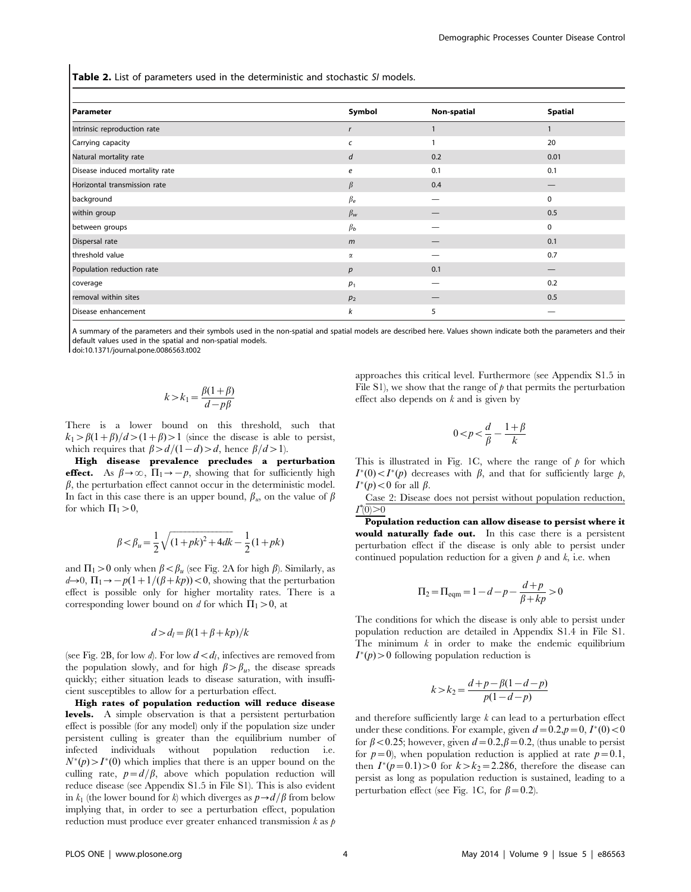**Table 2.** List of parameters used in the deterministic and stochastic *SI* models.

| Parameter | Symbol | Non-spatial | Spatial |
|---|---|---|---|
| Intrinsic reproduction rate | $r$ | 1 | 1 |
| Carrying capacity | $c$ | 1 | 20 |
| Natural mortality rate | $d$ | 0.2 | 0.01 |
| Disease induced mortality rate | $e$ | 0.1 | 0.1 |
| Horizontal transmission rate | $\beta$ | 0.4 | — |
| background | $\beta_e$ | — | 0 |
| within group | $\beta_w$ | — | 0.5 |
| between groups | $\beta_b$ | — | 0 |
| Dispersal rate | $m$ | — | 0.1 |
| threshold value | $\alpha$ | — | 0.7 |
| Population reduction rate | $p$ | 0.1 | — |
| coverage | $p_1$ | — | 0.2 |
| removal within sites | $p_2$ | — | 0.5 |
| Disease enhancement | $k$ | 5 | — |

A summary of the parameters and their symbols used in the non-spatial and spatial models are described here. Values shown indicate both the parameters and their default values used in the spatial and non-spatial models.
doi:10.1371/journal.pone.0086563.t002

$$k > k_1 = \frac{\beta(1+\beta)}{d - p\beta}$$

There is a lower bound on this threshold, such that $k_1 > \beta(1+\beta)/d > (1+\beta) > 1$ (since the disease is able to persist, which requires that $\beta > d/(1-d) > d$, hence $\beta/d > 1$).

**High disease prevalence precludes a perturbation effect.** As $\beta \to \infty$, $\Pi_1 \to -p$, showing that for sufficiently high $\beta$, the perturbation effect cannot occur in the deterministic model. In fact in this case there is an upper bound, $\beta_u$, on the value of $\beta$ for which $\Pi_1 > 0$,

$$\beta < \beta_u = \frac{1}{2}\sqrt{(1+pk)^2 + 4dk} - \frac{1}{2}(1+pk)$$

and $\Pi_1 > 0$ only when $\beta < \beta_u$ (see Fig. 2A for high $\beta$). Similarly, as $d \to 0$, $\Pi_1 \to -p(1+1/(\beta+kp)) < 0$, showing that the perturbation effect is possible only for higher mortality rates. There is a corresponding lower bound on $d$ for which $\Pi_1 > 0$, at

$$d > d_l = \beta(1+\beta+kp)/k$$

(see Fig. 2B, for low $d$). For low $d < d_l$, infectives are removed from the population slowly, and for high $\beta > \beta_u$, the disease spreads quickly; either situation leads to disease saturation, with insufficient susceptibles to allow for a perturbation effect.

**High rates of population reduction will reduce disease levels.** A simple observation is that a persistent perturbation effect is possible (for any model) only if the population size under persistent culling is greater than the equilibrium number of infected individuals without population reduction i.e. $N^*(p) > I^*(0)$ which implies that there is an upper bound on the culling rate, $p = d/\beta$, above which population reduction will reduce disease (see Appendix S1.5 in File S1). This is also evident in $k_1$ (the lower bound for $k$) which diverges as $p \to d/\beta$ from below implying that, in order to see a perturbation effect, population reduction must produce ever greater enhanced transmission $k$ as $p$ approaches this critical level. Furthermore (see Appendix S1.5 in File S1), we show that the range of $p$ that permits the perturbation effect also depends on $k$ and is given by

$$0 < p < \frac{d}{\beta} - \frac{1+\beta}{k}$$

This is illustrated in Fig. 1C, where the range of $p$ for which $I^*(0) < I^*(p)$ decreases with $\beta$, and that for sufficiently large $p$, $I^*(p) < 0$ for all $\beta$.

Case 2: Disease does not persist without population reduction, $I^*(0) > 0$

**Population reduction can allow disease to persist where it would naturally fade out.** In this case there is a persistent perturbation effect if the disease is only able to persist under continued population reduction for a given $p$ and $k$, i.e. when

$$\Pi_2 = \Pi_{eqm} = 1 - d - p - \frac{d+p}{\beta + kp} > 0$$

The conditions for which the disease is only able to persist under population reduction are detailed in Appendix S1.4 in File S1. The minimum $k$ in order to make the endemic equilibrium $I^*(p) > 0$ following population reduction is

$$k > k_2 = \frac{d + p - \beta(1-d-p)}{p(1-d-p)}$$

and therefore sufficiently large $k$ can lead to a perturbation effect under these conditions. For example, given $d = 0.2, p = 0$, $I^*(0) < 0$ for $\beta < 0.25$; however, given $d = 0.2, \beta = 0.2$, (thus unable to persist for $p = 0$), when population reduction is applied at rate $p = 0.1$, then $I^*(p = 0.1) > 0$ for $k > k_2 = 2.286$, therefore the disease can persist as long as population reduction is sustained, leading to a perturbation effect (see Fig. 1C, for $\beta = 0.2$).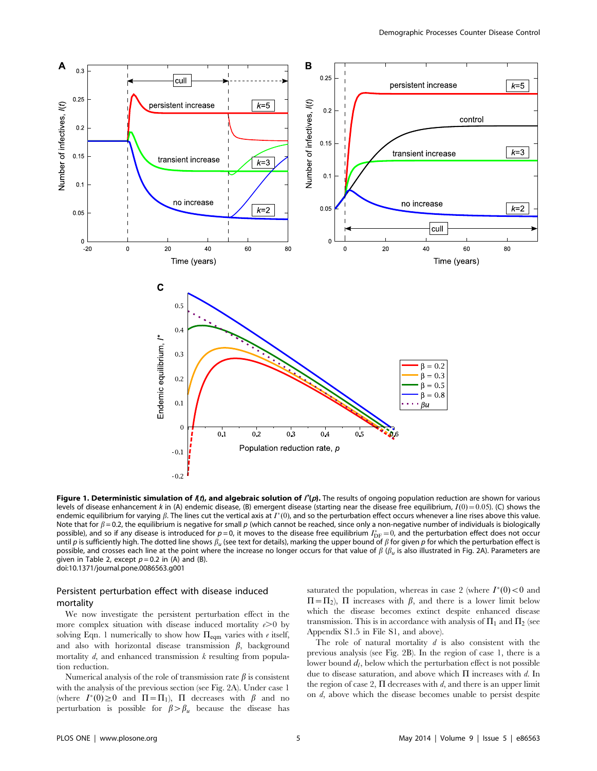**Figure 1. Deterministic simulation of $I(t)$, and algebraic solution of $I^*(p)$.** The results of ongoing population reduction are shown for various levels of disease enhancement $k$ in (A) endemic disease, (B) emergent disease (starting near the disease free equilibrium, $I(0)=0.05$). (C) shows the endemic equilibrium for varying $\beta$. The lines cut the vertical axis at $I^*(0)$, and so the perturbation effect occurs whenever a line rises above this value. Note that for $\beta=0.2$, the equilibrium is negative for small $p$ (which cannot be reached, since only a non-negative number of individuals is biologically possible), and so if any disease is introduced for $p=0$, it moves to the disease free equilibrium $I^*_{DF}=0$, and the perturbation effect does not occur until $p$ is sufficiently high. The dotted line shows $\beta_u$ (see text for details), marking the upper bound of $\beta$ for given $p$ for which the perturbation effect is possible, and crosses each line at the point where the increase no longer occurs for that value of $\beta$ ($\beta_u$ is also illustrated in Fig. 2A). Parameters are given in Table 2, except $p=0.2$ in (A) and (B).
doi:10.1371/journal.pone.0086563.g001

## Persistent perturbation effect with disease induced mortality

We now investigate the persistent perturbation effect in the more complex situation with disease induced mortality $\epsilon > 0$ by solving Eqn. 1 numerically to show how $\Pi_{eqm}$ varies with $\epsilon$ itself, and also with horizontal disease transmission $\beta$, background mortality $d$, and enhanced transmission $k$ resulting from population reduction.

Numerical analysis of the role of transmission rate $\beta$ is consistent with the analysis of the previous section (see Fig. 2A). Under case 1 (where $I^*(0) \geq 0$ and $\Pi = \Pi_1$), $\Pi$ decreases with $\beta$ and no perturbation is possible for $\beta > \beta_u$ because the disease has saturated the population, whereas in case 2 (where $I^*(0) < 0$ and $\Pi = \Pi_2$), $\Pi$ increases with $\beta$, and there is a lower limit below which the disease becomes extinct despite enhanced disease transmission. This is in accordance with analysis of $\Pi_1$ and $\Pi_2$ (see Appendix S1.5 in File S1, and above).

The role of natural mortality $d$ is also consistent with the previous analysis (see Fig. 2B). In the region of case 1, there is a lower bound $d_l$, below which the perturbation effect is not possible due to disease saturation, and above which $\Pi$ increases with $d$. In the region of case 2, $\Pi$ decreases with $d$, and there is an upper limit on $d$, above which the disease becomes unable to persist despite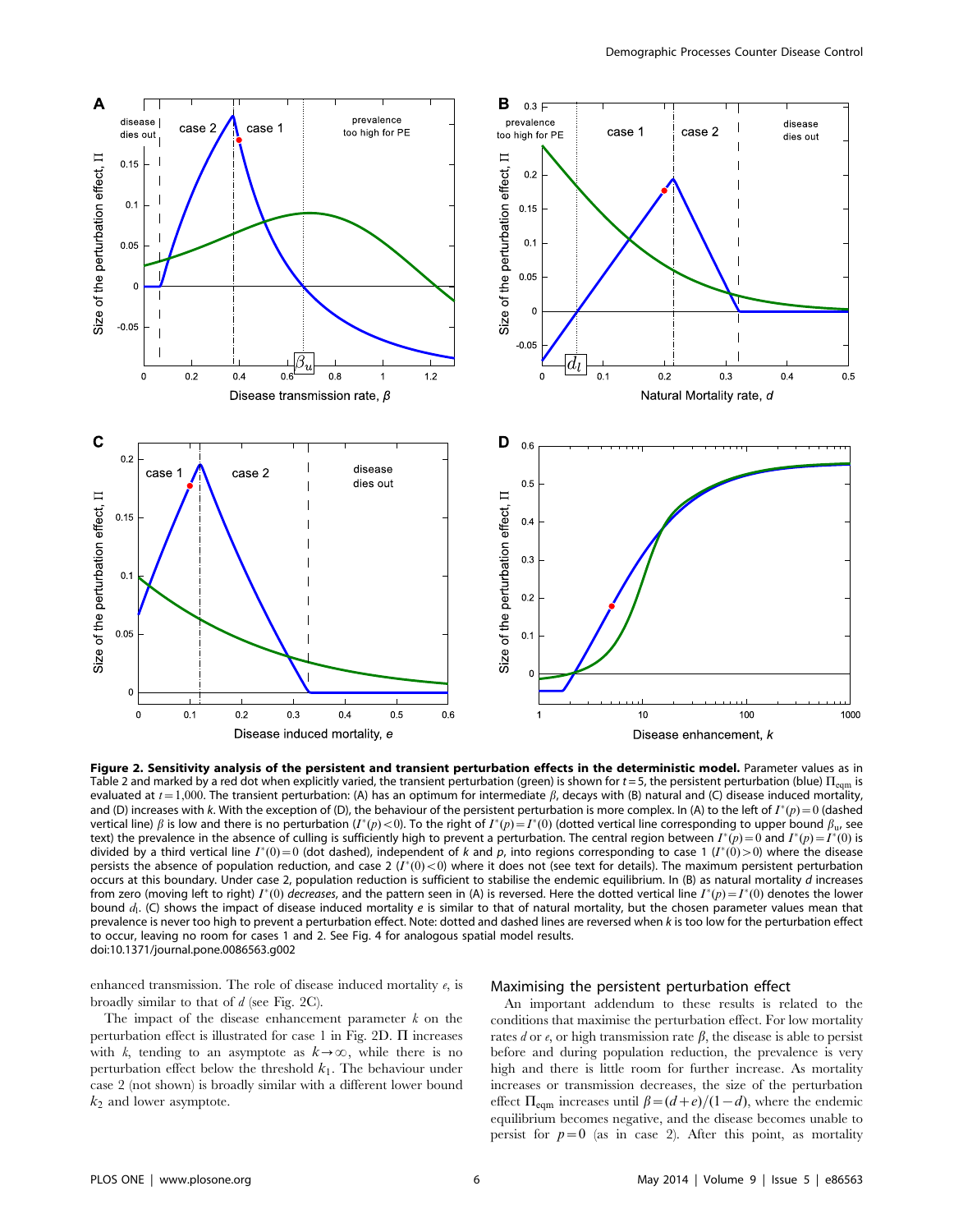**Figure 2. Sensitivity analysis of the persistent and transient perturbation effects in the deterministic model.** Parameter values as in Table 2 and marked by a red dot when explicitly varied, the transient perturbation (green) is shown for $t = 5$, the persistent perturbation (blue) $\Pi_{\mathrm{eqm}}$ is evaluated at $t = 1{,}000$. The transient perturbation: (A) has an optimum for intermediate $\beta$, decays with (B) natural and (C) disease induced mortality, and (D) increases with $k$. With the exception of (D), the behaviour of the persistent perturbation is more complex. In (A) to the left of $I^*(p) = 0$ (dashed vertical line) $\beta$ is low and there is no perturbation ($I^*(p) < 0$). To the right of $I^*(p) = I^*(0)$ (dotted vertical line corresponding to upper bound $\beta_u$, see text) the prevalence in the absence of culling is sufficiently high to prevent a perturbation. The central region between $I^*(p) = 0$ and $I^*(p) = I^*(0)$ is divided by a third vertical line $I^*(0) = 0$ (dot dashed), independent of $k$ and $p$, into regions corresponding to case 1 ($I^*(0) > 0$) where the disease persists the absence of population reduction, and case 2 ($I^*(0) < 0$) where it does not (see text for details). The maximum persistent perturbation occurs at this boundary. Under case 2, population reduction is sufficient to stabilise the endemic equilibrium. In (B) as natural mortality $d$ increases from zero (moving left to right) $I^*(0)$ *decreases*, and the pattern seen in (A) is reversed. Here the dotted vertical line $I^*(p) = I^*(0)$ denotes the lower bound $d_l$. (C) shows the impact of disease induced mortality $e$ is similar to that of natural mortality, but the chosen parameter values mean that prevalence is never too high to prevent a perturbation effect. Note: dotted and dashed lines are reversed when $k$ is too low for the perturbation effect to occur, leaving no room for cases 1 and 2. See Fig. 4 for analogous spatial model results.
doi:10.1371/journal.pone.0086563.g002

enhanced transmission. The role of disease induced mortality $e$, is broadly similar to that of $d$ (see Fig. 2C).

The impact of the disease enhancement parameter $k$ on the perturbation effect is illustrated for case 1 in Fig. 2D. $\Pi$ increases with $k$, tending to an asymptote as $k \to \infty$, while there is no perturbation effect below the threshold $k_1$. The behaviour under case 2 (not shown) is broadly similar with a different lower bound $k_2$ and lower asymptote.

## Maximising the persistent perturbation effect

An important addendum to these results is related to the conditions that maximise the perturbation effect. For low mortality rates $d$ or $e$, or high transmission rate $\beta$, the disease is able to persist before and during population reduction, the prevalence is very high and there is little room for further increase. As mortality increases or transmission decreases, the size of the perturbation effect $\Pi_{\mathrm{eqm}}$ increases until $\beta = (d + e)/(1 - d)$, where the endemic equilibrium becomes negative, and the disease becomes unable to persist for $p = 0$ (as in case 2). After this point, as mortality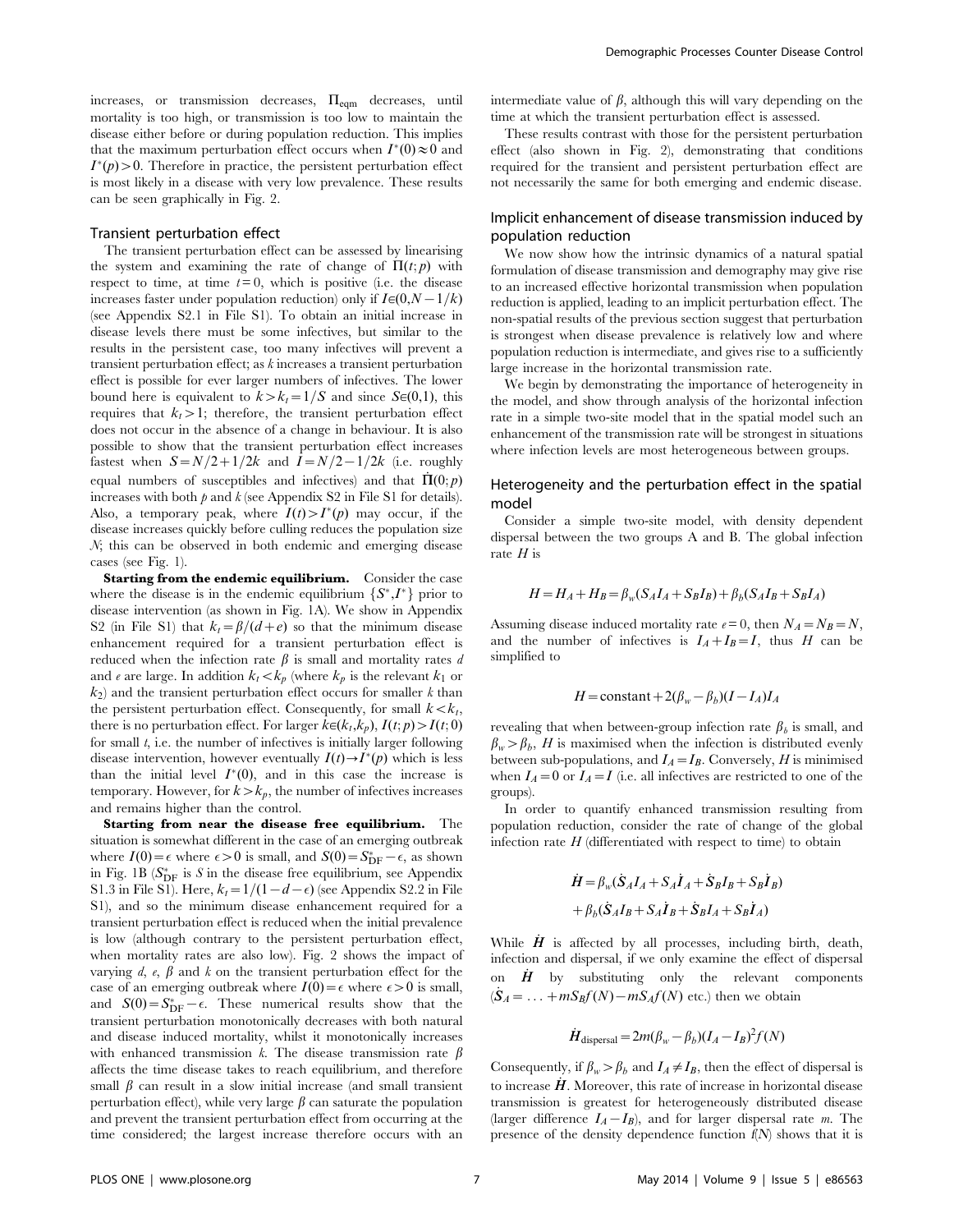increases, or transmission decreases, $\Pi_{\text{eqm}}$ decreases, until mortality is too high, or transmission is too low to maintain the disease either before or during population reduction. This implies that the maximum perturbation effect occurs when $I^*(0) \approx 0$ and $I^*(p) > 0$. Therefore in practice, the persistent perturbation effect is most likely in a disease with very low prevalence. These results can be seen graphically in Fig. 2.

### Transient perturbation effect

The transient perturbation effect can be assessed by linearising the system and examining the rate of change of $\Pi(t;p)$ with respect to time, at time $t=0$, which is positive (i.e. the disease increases faster under population reduction) only if $I \in (0, N-1/k)$ (see Appendix S2.1 in File S1). To obtain an initial increase in disease levels there must be some infectives, but similar to the results in the persistent case, too many infectives will prevent a transient perturbation effect; as $k$ increases a transient perturbation effect is possible for ever larger numbers of infectives. The lower bound here is equivalent to $k > k_t = 1/S$ and since $S \in (0,1)$, this requires that $k_t > 1$; therefore, the transient perturbation effect does not occur in the absence of a change in behaviour. It is also possible to show that the transient perturbation effect increases fastest when $S = N/2 + 1/2k$ and $I = N/2 - 1/2k$ (i.e. roughly equal numbers of susceptibles and infectives) and that $\dot{\Pi}(0;p)$ increases with both $p$ and $k$ (see Appendix S2 in File S1 for details). Also, a temporary peak, where $I(t) > I^*(p)$ may occur, if the disease increases quickly before culling reduces the population size $N$; this can be observed in both endemic and emerging disease cases (see Fig. 1).

**Starting from the endemic equilibrium.** Consider the case where the disease is in the endemic equilibrium $\{S^*, I^*\}$ prior to disease intervention (as shown in Fig. 1A). We show in Appendix S2 (in File S1) that $k_t = \beta/(d+e)$ so that the minimum disease enhancement required for a transient perturbation effect is reduced when the infection rate $\beta$ is small and mortality rates $d$ and $e$ are large. In addition $k_t < k_p$ (where $k_p$ is the relevant $k_1$ or $k_2$) and the transient perturbation effect occurs for smaller $k$ than the persistent perturbation effect. Consequently, for small $k < k_t$, there is no perturbation effect. For larger $k \in (k_t, k_p)$, $I(t;p) > I(t;0)$ for small $t$, i.e. the number of infectives is initially larger following disease intervention, however eventually $I(t) \to I^*(p)$ which is less than the initial level $I^*(0)$, and in this case the increase is temporary. However, for $k > k_p$, the number of infectives increases and remains higher than the control.

**Starting from near the disease free equilibrium.** The situation is somewhat different in the case of an emerging outbreak where $I(0) = \epsilon$ where $\epsilon > 0$ is small, and $S(0) = S^*_{\text{DF}} - \epsilon$, as shown in Fig. 1B ($S^*_{\text{DF}}$ is $S$ in the disease free equilibrium, see Appendix S1.3 in File S1). Here, $k_t = 1/(1 - d - \epsilon)$ (see Appendix S2.2 in File S1), and so the minimum disease enhancement required for a transient perturbation effect is reduced when the initial prevalence is low (although contrary to the persistent perturbation effect, when mortality rates are also low). Fig. 2 shows the impact of varying $d$, $e$, $\beta$ and $k$ on the transient perturbation effect for the case of an emerging outbreak where $I(0) = \epsilon$ where $\epsilon > 0$ is small, and $S(0) = S^*_{\text{DF}} - \epsilon$. These numerical results show that the transient perturbation monotonically decreases with both natural and disease induced mortality, whilst it monotonically increases with enhanced transmission $k$. The disease transmission rate $\beta$ affects the time disease takes to reach equilibrium, and therefore small $\beta$ can result in a slow initial increase (and small transient perturbation effect), while very large $\beta$ can saturate the population and prevent the transient perturbation effect from occurring at the time considered; the largest increase therefore occurs with an intermediate value of $\beta$, although this will vary depending on the time at which the transient perturbation effect is assessed.

These results contrast with those for the persistent perturbation effect (also shown in Fig. 2), demonstrating that conditions required for the transient and persistent perturbation effect are not necessarily the same for both emerging and endemic disease.

### Implicit enhancement of disease transmission induced by population reduction

We now show how the intrinsic dynamics of a natural spatial formulation of disease transmission and demography may give rise to an increased effective horizontal transmission when population reduction is applied, leading to an implicit perturbation effect. The non-spatial results of the previous section suggest that perturbation is strongest when disease prevalence is relatively low and where population reduction is intermediate, and gives rise to a sufficiently large increase in the horizontal transmission rate.

We begin by demonstrating the importance of heterogeneity in the model, and show through analysis of the horizontal infection rate in a simple two-site model that in the spatial model such an enhancement of the transmission rate will be strongest in situations where infection levels are most heterogeneous between groups.

### Heterogeneity and the perturbation effect in the spatial model

Consider a simple two-site model, with density dependent dispersal between the two groups A and B. The global infection rate $H$ is

$$H = H_A + H_B = \beta_w(S_A I_A + S_B I_B) + \beta_b(S_A I_B + S_B I_A)$$

Assuming disease induced mortality rate $e = 0$, then $N_A = N_B = N$, and the number of infectives is $I_A + I_B = I$, thus $H$ can be simplified to

$$H = \text{constant} + 2(\beta_w - \beta_b)(I - I_A)I_A$$

revealing that when between-group infection rate $\beta_b$ is small, and $\beta_w > \beta_b$, $H$ is maximised when the infection is distributed evenly between sub-populations, and $I_A = I_B$. Conversely, $H$ is minimised when $I_A = 0$ or $I_A = I$ (i.e. all infectives are restricted to one of the groups).

In order to quantify enhanced transmission resulting from population reduction, consider the rate of change of the global infection rate $H$ (differentiated with respect to time) to obtain

$$\dot{H} = \beta_w(\dot{S}_A I_A + S_A \dot{I}_A + \dot{S}_B I_B + S_B \dot{I}_B) + \beta_b(\dot{S}_A I_B + S_A \dot{I}_B + \dot{S}_B I_A + S_B \dot{I}_A)$$

While $\dot{H}$ is affected by all processes, including birth, death, infection and dispersal, if we only examine the effect of dispersal on $\dot{H}$ by substituting only the relevant components ($\dot{S}_A = \ldots + mS_B f(N) - mS_A f(N)$ etc.) then we obtain

$$\dot{H}_{\text{dispersal}} = 2m(\beta_w - \beta_b)(I_A - I_B)^2 f(N)$$

Consequently, if $\beta_w > \beta_b$ and $I_A \neq I_B$, then the effect of dispersal is to increase $\dot{H}$. Moreover, this rate of increase in horizontal disease transmission is greatest for heterogeneously distributed disease (larger difference $I_A - I_B$), and for larger dispersal rate $m$. The presence of the density dependence function $f(N)$ shows that it is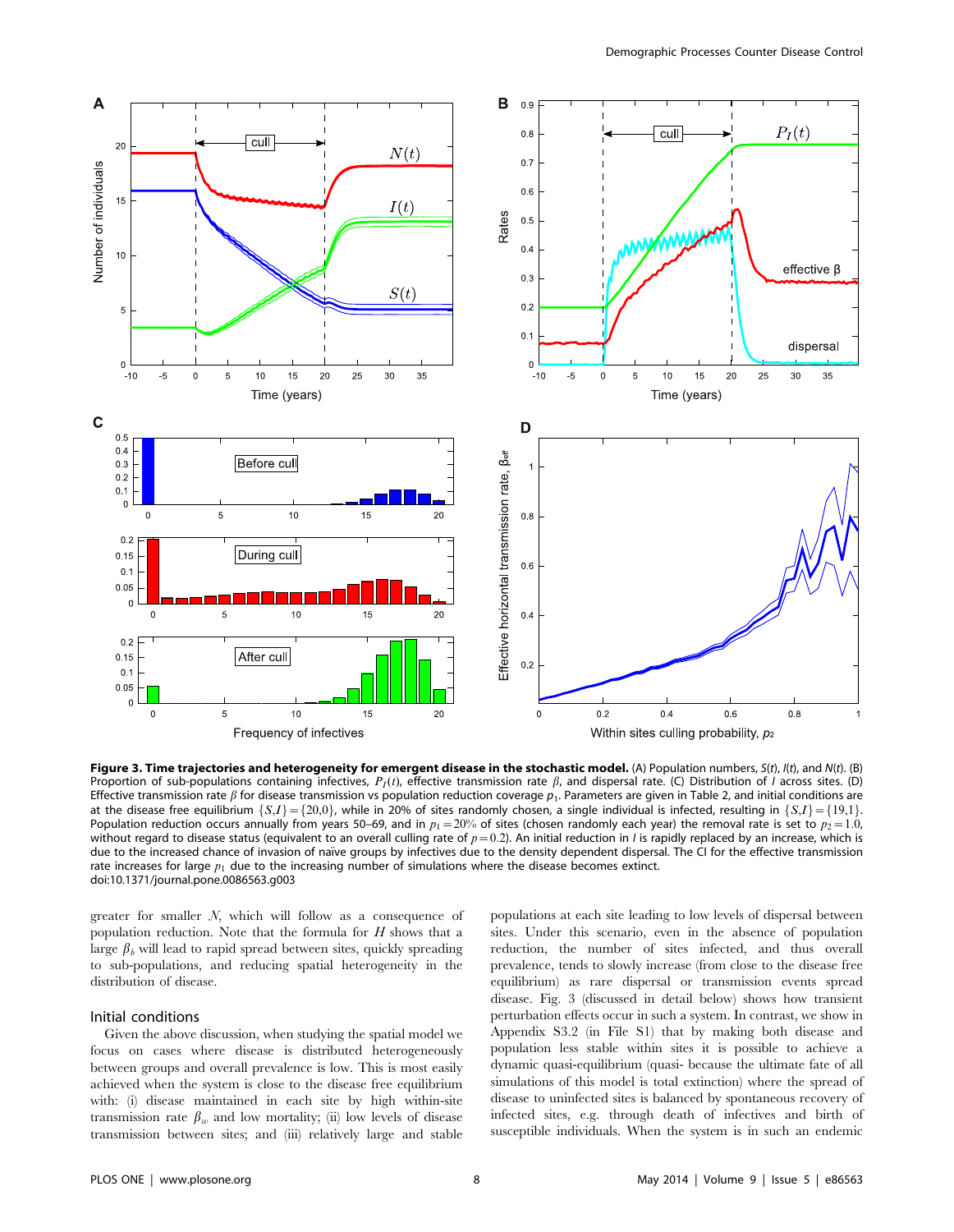**Figure 3. Time trajectories and heterogeneity for emergent disease in the stochastic model.** (A) Population numbers, $S(t)$, $I(t)$, and $N(t)$. (B) Proportion of sub-populations containing infectives, $P_I(t)$, effective transmission rate $\beta$, and dispersal rate. (C) Distribution of $I$ across sites. (D) Effective transmission rate $\beta$ for disease transmission vs population reduction coverage $p_1$. Parameters are given in Table 2, and initial conditions are at the disease free equilibrium $\{S,I\} = \{20,0\}$, while in 20% of sites randomly chosen, a single individual is infected, resulting in $\{S,I\} = \{19,1\}$. Population reduction occurs annually from years 50–69, and in $p_1 = 20\%$ of sites (chosen randomly each year) the removal rate is set to $p_2 = 1.0$, without regard to disease status (equivalent to an overall culling rate of $p = 0.2$). An initial reduction in $I$ is rapidly replaced by an increase, which is due to the increased chance of invasion of naive groups by infectives due to the density dependent dispersal. The CI for the effective transmission rate increases for large $p_1$ due to the increasing number of simulations where the disease becomes extinct.
doi:10.1371/journal.pone.0086563.g003

greater for smaller $N$, which will follow as a consequence of population reduction. Note that the formula for $H$ shows that a large $\beta_b$ will lead to rapid spread between sites, quickly spreading to sub-populations, and reducing spatial heterogeneity in the distribution of disease.

## Initial conditions

Given the above discussion, when studying the spatial model we focus on cases where disease is distributed heterogeneously between groups and overall prevalence is low. This is most easily achieved when the system is close to the disease free equilibrium with: (i) disease maintained in each site by high within-site transmission rate $\beta_w$ and low mortality; (ii) low levels of disease transmission between sites; and (iii) relatively large and stable populations at each site leading to low levels of dispersal between sites. Under this scenario, even in the absence of population reduction, the number of sites infected, and thus overall prevalence, tends to slowly increase (from close to the disease free equilibrium) as rare dispersal or transmission events spread disease. Fig. 3 (discussed in detail below) shows how transient perturbation effects occur in such a system. In contrast, we show in Appendix S3.2 (in File S1) that by making both disease and population less stable within sites it is possible to achieve a dynamic quasi-equilibrium (quasi- because the ultimate fate of all simulations of this model is total extinction) where the spread of disease to uninfected sites is balanced by spontaneous recovery of infected sites, e.g. through death of infectives and birth of susceptible individuals. When the system is in such an endemic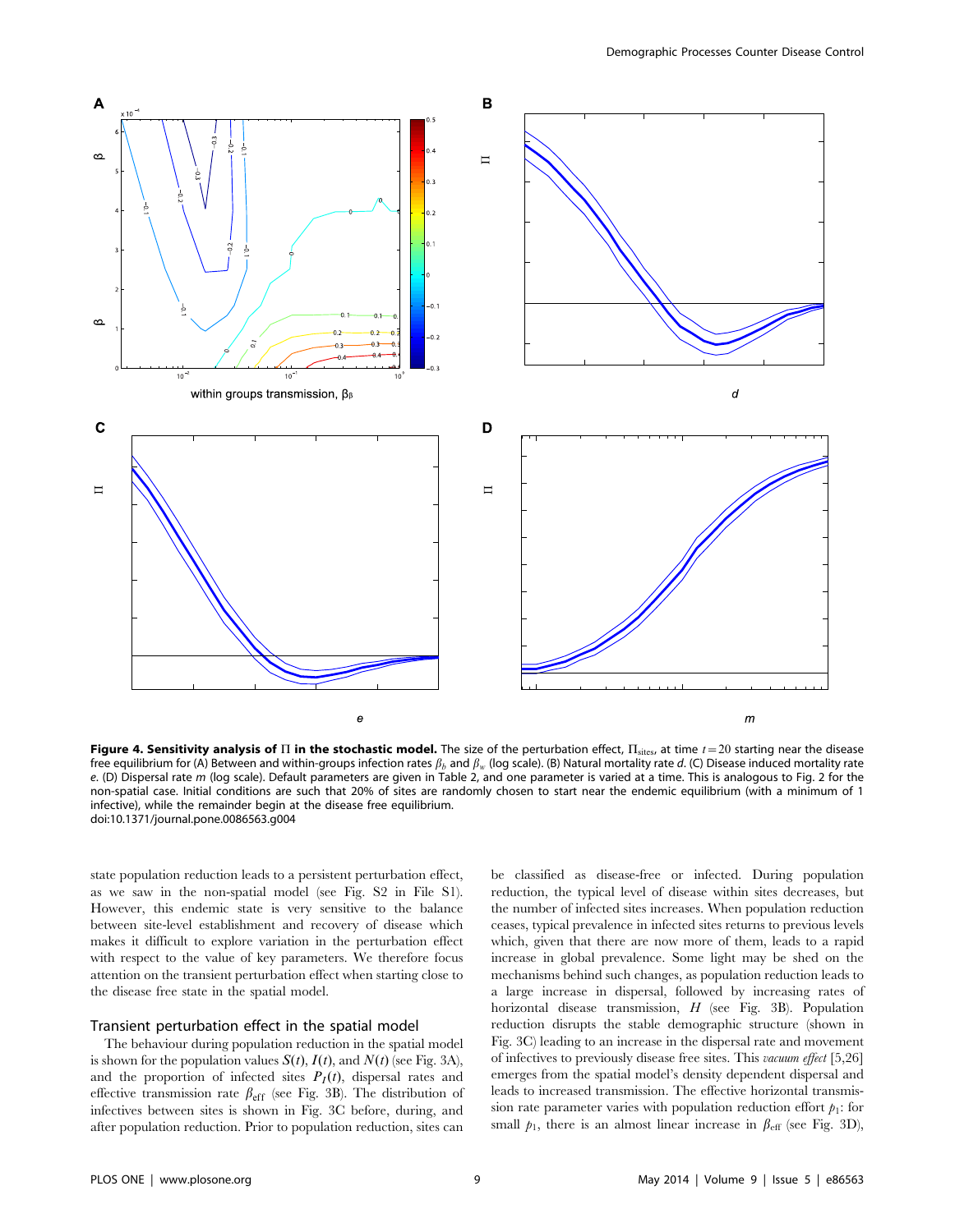**Figure 4. Sensitivity analysis of $\Pi$ in the stochastic model.** The size of the perturbation effect, $\Pi_{\text{sites}}$, at time $t=20$ starting near the disease free equilibrium for (A) Between and within-groups infection rates $\beta_b$ and $\beta_w$ (log scale). (B) Natural mortality rate *d*. (C) Disease induced mortality rate *e*. (D) Dispersal rate *m* (log scale). Default parameters are given in Table 2, and one parameter is varied at a time. This is analogous to Fig. 2 for the non-spatial case. Initial conditions are such that 20% of sites are randomly chosen to start near the endemic equilibrium (with a minimum of 1 infective), while the remainder begin at the disease free equilibrium.
doi:10.1371/journal.pone.0086563.g004

state population reduction leads to a persistent perturbation effect, as we saw in the non-spatial model (see Fig. S2 in File S1). However, this endemic state is very sensitive to the balance between site-level establishment and recovery of disease which makes it difficult to explore variation in the perturbation effect with respect to the value of key parameters. We therefore focus attention on the transient perturbation effect when starting close to the disease free state in the spatial model.

### Transient perturbation effect in the spatial model

The behaviour during population reduction in the spatial model is shown for the population values $S(t)$, $I(t)$, and $N(t)$ (see Fig. 3A), and the proportion of infected sites $P_I(t)$, dispersal rates and effective transmission rate $\beta_{\text{eff}}$ (see Fig. 3B). The distribution of infectives between sites is shown in Fig. 3C before, during, and after population reduction. Prior to population reduction, sites can be classified as disease-free or infected. During population reduction, the typical level of disease within sites decreases, but the number of infected sites increases. When population reduction ceases, typical prevalence in infected sites returns to previous levels which, given that there are now more of them, leads to a rapid increase in global prevalence. Some light may be shed on the mechanisms behind such changes, as population reduction leads to a large increase in dispersal, followed by increasing rates of horizontal disease transmission, $H$ (see Fig. 3B). Population reduction disrupts the stable demographic structure (shown in Fig. 3C) leading to an increase in the dispersal rate and movement of infectives to previously disease free sites. This *vacuum effect* [5,26] emerges from the spatial model's density dependent dispersal and leads to increased transmission. The effective horizontal transmission rate parameter varies with population reduction effort $p_1$: for small $p_1$, there is an almost linear increase in $\beta_{\text{eff}}$ (see Fig. 3D),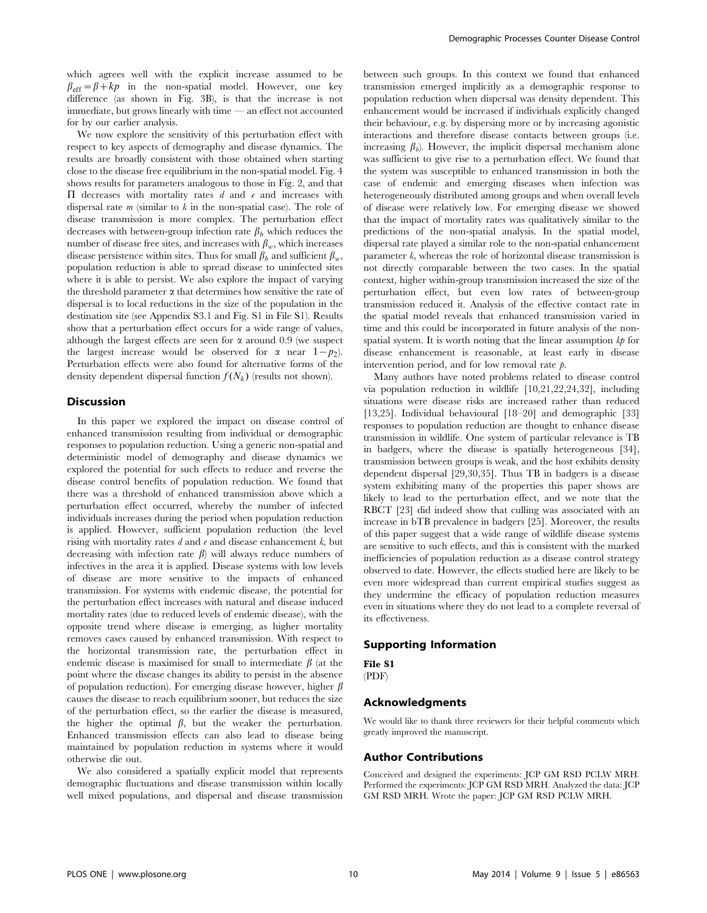which agrees well with the explicit increase assumed to be $\beta_{\text{eff}} = \beta + kp$ in the non-spatial model. However, one key difference (as shown in Fig. 3B), is that the increase is not immediate, but grows linearly with time — an effect not accounted for by our earlier analysis.

We now explore the sensitivity of this perturbation effect with respect to key aspects of demography and disease dynamics. The results are broadly consistent with those obtained when starting close to the disease free equilibrium in the non-spatial model. Fig. 4 shows results for parameters analogous to those in Fig. 2, and that $\Pi$ decreases with mortality rates $d$ and $e$ and increases with dispersal rate $m$ (similar to $k$ in the non-spatial case). The role of disease transmission is more complex. The perturbation effect decreases with between-group infection rate $\beta_b$ which reduces the number of disease free sites, and increases with $\beta_w$, which increases disease persistence within sites. Thus for small $\beta_b$ and sufficient $\beta_w$, population reduction is able to spread disease to uninfected sites where it is able to persist. We also explore the impact of varying the threshold parameter $\alpha$ that determines how sensitive the rate of dispersal is to local reductions in the size of the population in the destination site (see Appendix S3.1 and Fig. S1 in File S1). Results show that a perturbation effect occurs for a wide range of values, although the largest effects are seen for $\alpha$ around 0.9 (we suspect the largest increase would be observed for $\alpha$ near $1-p_2$). Perturbation effects were also found for alternative forms of the density dependent dispersal function $f(N_k)$ (results not shown).

## Discussion

In this paper we explored the impact on disease control of enhanced transmission resulting from individual or demographic responses to population reduction. Using a generic non-spatial and deterministic model of demography and disease dynamics we explored the potential for such effects to reduce and reverse the disease control benefits of population reduction. We found that there was a threshold of enhanced transmission above which a perturbation effect occurred, whereby the number of infected individuals increases during the period when population reduction is applied. However, sufficient population reduction (the level rising with mortality rates $d$ and $e$ and disease enhancement $k$, but decreasing with infection rate $\beta$) will always reduce numbers of infectives in the area it is applied. Disease systems with low levels of disease are more sensitive to the impacts of enhanced transmission. For systems with endemic disease, the potential for the perturbation effect increases with natural and disease induced mortality rates (due to reduced levels of endemic disease), with the opposite trend where disease is emerging, as higher mortality removes cases caused by enhanced transmission. With respect to the horizontal transmission rate, the perturbation effect in endemic disease is maximised for small to intermediate $\beta$ (at the point where the disease changes its ability to persist in the absence of population reduction). For emerging disease however, higher $\beta$ causes the disease to reach equilibrium sooner, but reduces the size of the perturbation effect, so the earlier the disease is measured, the higher the optimal $\beta$, but the weaker the perturbation. Enhanced transmission effects can also lead to disease being maintained by population reduction in systems where it would otherwise die out.

We also considered a spatially explicit model that represents demographic fluctuations and disease transmission within locally well mixed populations, and dispersal and disease transmission between such groups. In this context we found that enhanced transmission emerged implicitly as a demographic response to population reduction when dispersal was density dependent. This enhancement would be increased if individuals explicitly changed their behaviour, e.g. by dispersing more or by increasing agonistic interactions and therefore disease contacts between groups (i.e. increasing $\beta_b$). However, the implicit dispersal mechanism alone was sufficient to give rise to a perturbation effect. We found that the system was susceptible to enhanced transmission in both the case of endemic and emerging diseases when infection was heterogeneously distributed among groups and when overall levels of disease were relatively low. For emerging disease we showed that the impact of mortality rates was qualitatively similar to the predictions of the non-spatial analysis. In the spatial model, dispersal rate played a similar role to the non-spatial enhancement parameter $k$, whereas the role of horizontal disease transmission is not directly comparable between the two cases. In the spatial context, higher within-group transmission increased the size of the perturbation effect, but even low rates of between-group transmission reduced it. Analysis of the effective contact rate in the spatial model reveals that enhanced transmission varied in time and this could be incorporated in future analysis of the non-spatial system. It is worth noting that the linear assumption $kp$ for disease enhancement is reasonable, at least early in disease intervention period, and for low removal rate $p$.

Many authors have noted problems related to disease control via population reduction in wildlife [10,21,22,24,32], including situations were disease risks are increased rather than reduced [13,25]. Individual behavioural [18–20] and demographic [33] responses to population reduction are thought to enhance disease transmission in wildlife. One system of particular relevance is TB in badgers, where the disease is spatially heterogeneous [34], transmission between groups is weak, and the host exhibits density dependent dispersal [29,30,35]. Thus TB in badgers is a disease system exhibiting many of the properties this paper shows are likely to lead to the perturbation effect, and we note that the RBCT [23] did indeed show that culling was associated with an increase in bTB prevalence in badgers [25]. Moreover, the results of this paper suggest that a wide range of wildlife disease systems are sensitive to such effects, and this is consistent with the marked inefficiencies of population reduction as a disease control strategy observed to date. However, the effects studied here are likely to be even more widespread than current empirical studies suggest as they undermine the efficacy of population reduction measures even in situations where they do not lead to a complete reversal of its effectiveness.

## Supporting Information

**File S1**
(PDF)

## Acknowledgments

We would like to thank three reviewers for their helpful comments which greatly improved the manuscript.

## Author Contributions

Conceived and designed the experiments: JCP GM RSD PCLW MRH. Performed the experiments: JCP GM RSD MRH. Analyzed the data: JCP GM RSD MRH. Wrote the paper: JCP GM RSD PCLW MRH.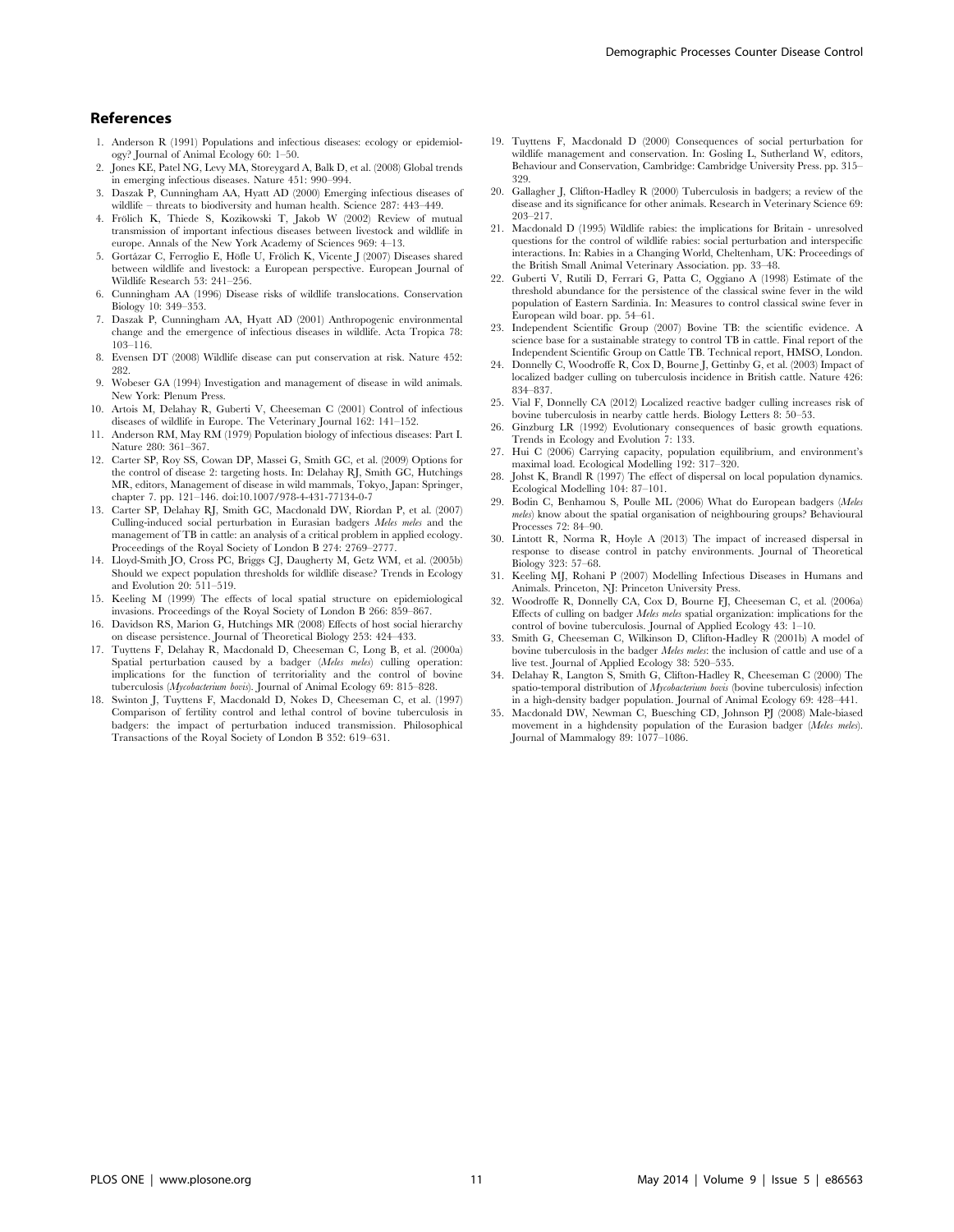## References

1. Anderson R (1991) Populations and infectious diseases: ecology or epidemiology? Journal of Animal Ecology 60: 1–50.
2. Jones KE, Patel NG, Levy MA, Storeygard A, Balk D, et al. (2008) Global trends in emerging infectious diseases. Nature 451: 990–994.
3. Daszak P, Cunningham AA, Hyatt AD (2000) Emerging infectious diseases of wildlife – threats to biodiversity and human health. Science 287: 443–449.
4. Frölich K, Thiede S, Kozikowski T, Jakob W (2002) Review of mutual transmission of important infectious diseases between livestock and wildlife in europe. Annals of the New York Academy of Sciences 969: 4–13.
5. Gortázar C, Ferroglio E, Höfle U, Frölich K, Vicente J (2007) Diseases shared between wildlife and livestock: a European perspective. European Journal of Wildlife Research 53: 241–256.
6. Cunningham AA (1996) Disease risks of wildlife translocations. Conservation Biology 10: 349–353.
7. Daszak P, Cunningham AA, Hyatt AD (2001) Anthropogenic environmental change and the emergence of infectious diseases in wildlife. Acta Tropica 78: 103–116.
8. Evensen DT (2008) Wildlife disease can put conservation at risk. Nature 452: 282.
9. Wobeser GA (1994) Investigation and management of disease in wild animals. New York: Plenum Press.
10. Artois M, Delahay R, Guberti V, Cheeseman C (2001) Control of infectious diseases of wildlife in Europe. The Veterinary Journal 162: 141–152.
11. Anderson RM, May RM (1979) Population biology of infectious diseases: Part I. Nature 280: 361–367.
12. Carter SP, Roy SS, Cowan DP, Massei G, Smith GC, et al. (2009) Options for the control of disease 2: targeting hosts. In: Delahay RJ, Smith GC, Hutchings MR, editors, Management of disease in wild mammals, Tokyo, Japan: Springer, chapter 7. pp. 121–146. doi:10.1007/978-4-431-77134-0-7
13. Carter SP, Delahay RJ, Smith GC, Macdonald DW, Riordan P, et al. (2007) Culling-induced social perturbation in Eurasian badgers *Meles meles* and the management of TB in cattle: an analysis of a critical problem in applied ecology. Proceedings of the Royal Society of London B 274: 2769–2777.
14. Lloyd-Smith JO, Cross PC, Briggs CJ, Daugherty M, Getz WM, et al. (2005b) Should we expect population thresholds for wildlife disease? Trends in Ecology and Evolution 20: 511–519.
15. Keeling M (1999) The effects of local spatial structure on epidemiological invasions. Proceedings of the Royal Society of London B 266: 859–867.
16. Davidson RS, Marion G, Hutchings MR (2008) Effects of host social hierarchy on disease persistence. Journal of Theoretical Biology 253: 424–433.
17. Tuyttens F, Delahay R, Macdonald D, Cheeseman C, Long B, et al. (2000a) Spatial perturbation caused by a badger (*Meles meles*) culling operation: implications for the function of territoriality and the control of bovine tuberculosis (*Mycobacterium bovis*). Journal of Animal Ecology 69: 815–828.
18. Swinton J, Tuyttens F, Macdonald D, Nokes D, Cheeseman C, et al. (1997) Comparison of fertility control and lethal control of bovine tuberculosis in badgers: the impact of perturbation induced transmission. Philosophical Transactions of the Royal Society of London B 352: 619–631.
19. Tuyttens F, Macdonald D (2000) Consequences of social perturbation for wildlife management and conservation. In: Gosling L, Sutherland W, editors, Behaviour and Conservation, Cambridge: Cambridge University Press. pp. 315–329.
20. Gallagher J, Clifton-Hadley R (2000) Tuberculosis in badgers; a review of the disease and its significance for other animals. Research in Veterinary Science 69: 203–217.
21. Macdonald D (1995) Wildlife rabies: the implications for Britain - unresolved questions for the control of wildlife rabies: social perturbation and interspecific interactions. In: Rabies in a Changing World, Cheltenham, UK: Proceedings of the British Small Animal Veterinary Association. pp. 33–48.
22. Guberti V, Rutili D, Ferrari G, Patta C, Oggiano A (1998) Estimate of the threshold abundance for the persistence of the classical swine fever in the wild population of Eastern Sardinia. In: Measures to control classical swine fever in European wild boar. pp. 54–61.
23. Independent Scientific Group (2007) Bovine TB: the scientific evidence. A science base for a sustainable strategy to control TB in cattle. Final report of the Independent Scientific Group on Cattle TB. Technical report, HMSO, London.
24. Donnelly C, Woodroffe R, Cox D, Bourne J, Gettinby G, et al. (2003) Impact of localized badger culling on tuberculosis incidence in British cattle. Nature 426: 834–837.
25. Vial F, Donnelly CA (2012) Localized reactive badger culling increases risk of bovine tuberculosis in nearby cattle herds. Biology Letters 8: 50–53.
26. Ginzburg LR (1992) Evolutionary consequences of basic growth equations. Trends in Ecology and Evolution 7: 133.
27. Hui C (2006) Carrying capacity, population equilibrium, and environment's maximal load. Ecological Modelling 192: 317–320.
28. Johst K, Brandl R (1997) The effect of dispersal on local population dynamics. Ecological Modelling 104: 87–101.
29. Bodin C, Benhamou S, Poulle ML (2006) What do European badgers (*Meles meles*) know about the spatial organisation of neighbouring groups? Behavioural Processes 72: 84–90.
30. Lintott R, Norma R, Hoyle A (2013) The impact of increased dispersal in response to disease control in patchy environments. Journal of Theoretical Biology 323: 57–68.
31. Keeling MJ, Rohani P (2007) Modelling Infectious Diseases in Humans and Animals. Princeton, NJ: Princeton University Press.
32. Woodroffe R, Donnelly CA, Cox D, Bourne FJ, Cheeseman C, et al. (2006a) Effects of culling on badger *Meles meles* spatial organization: implications for the control of bovine tuberculosis. Journal of Applied Ecology 43: 1–10.
33. Smith G, Cheeseman C, Wilkinson D, Clifton-Hadley R (2001b) A model of bovine tuberculosis in the badger *Meles meles*: the inclusion of cattle and use of a live test. Journal of Applied Ecology 38: 520–535.
34. Delahay R, Langton S, Smith G, Clifton-Hadley R, Cheeseman C (2000) The spatio-temporal distribution of *Mycobacterium bovis* (bovine tuberculosis) infection in a high-density badger population. Journal of Animal Ecology 69: 428–441.
35. Macdonald DW, Newman C, Buesching CD, Johnson PJ (2008) Male-biased movement in a highdensity population of the Eurasion badger (*Meles meles*). Journal of Mammalogy 89: 1077–1086.